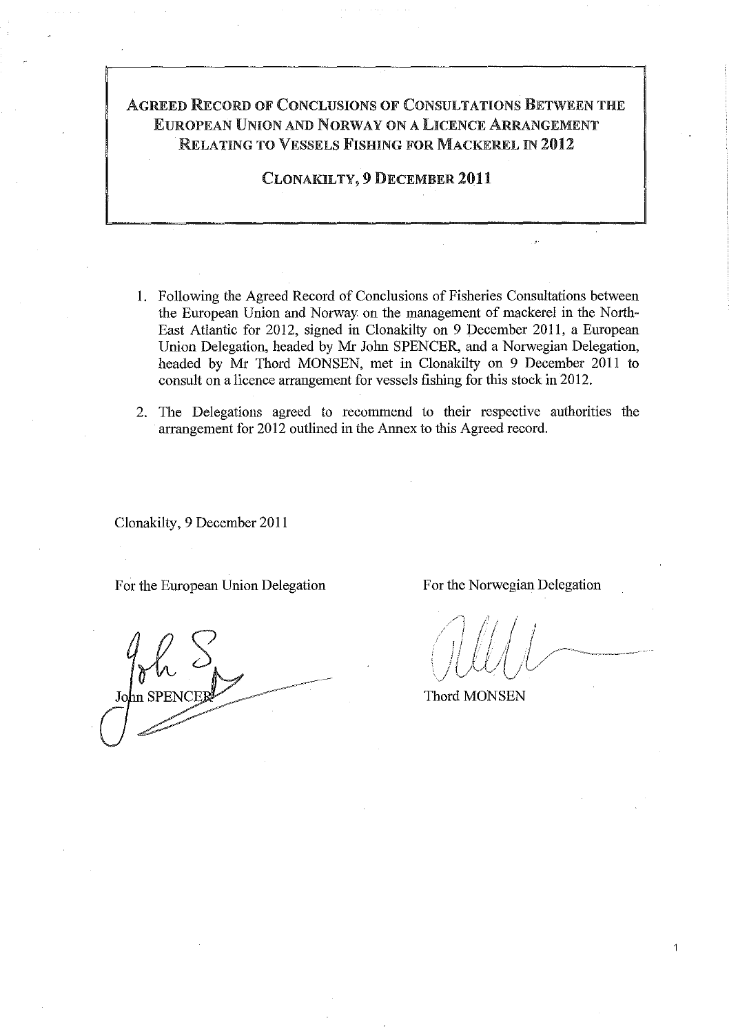# Agreed Record of Conclusions of Consultations Between the European Union and Norway on a Licence Arrangement Relating to Vessels Fishing for Mackerel in 2012

## Clonakilty, 9 December 2011

1. Following the Agreed Record of Conclusions of Fisheries Consultations between the European Union and Norway on the management of mackerel in the North-East Atlantic for 2012, signed in Clonakilty on 9 December 2011, a European Union Delegation, headed by Mr John SPENCER, and a Norwegian Delegation, headed by Mr Thord MONSEN, met in Clonakilty on 9 December 2011 to consult on a licence arrangement for vessels fishing for this stock in 2012.

2. The Delegations agreed to recommend to their respective authorities the arrangement for 2012 outlined in the Annex to this Agreed record.

Clonakilty, 9 December 2011

For the European Union Delegation

John SPENCER

For the Norwegian Delegation

Thord MONSEN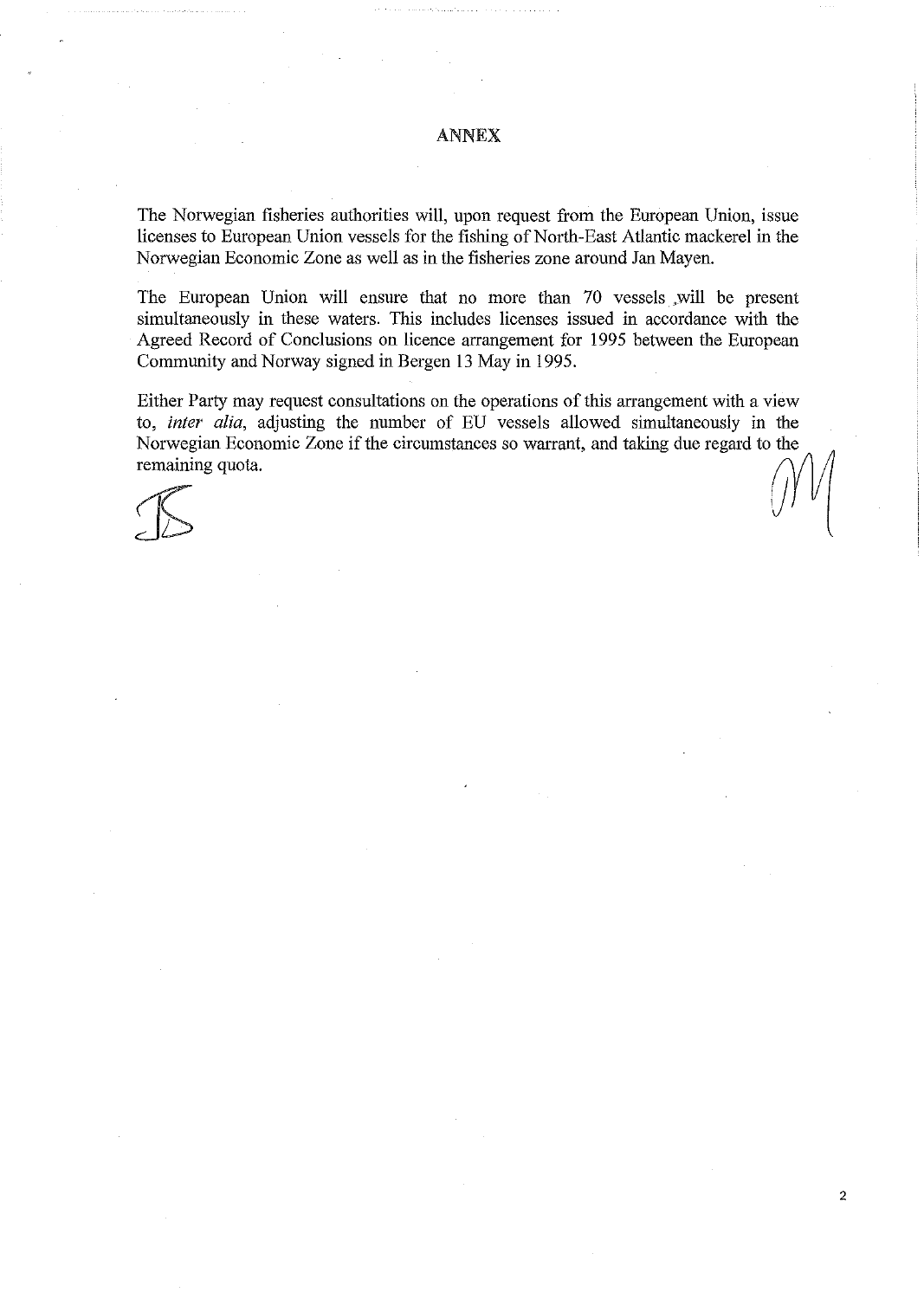# ANNEX

The Norwegian fisheries authorities will, upon request from the European Union, issue licenses to European Union vessels for the fishing of North-East Atlantic mackerel in the Norwegian Economic Zone as well as in the fisheries zone around Jan Mayen.

The European Union will ensure that no more than 70 vessels will be present simultaneously in these waters. This includes licenses issued in accordance with the Agreed Record of Conclusions on licence arrangement for 1995 between the European Community and Norway signed in Bergen 13 May in 1995.

Either Party may request consultations on the operations of this arrangement with a view to, *inter alia*, adjusting the number of EU vessels allowed simultaneously in the Norwegian Economic Zone if the circumstances so warrant, and taking due regard to the remaining quota.